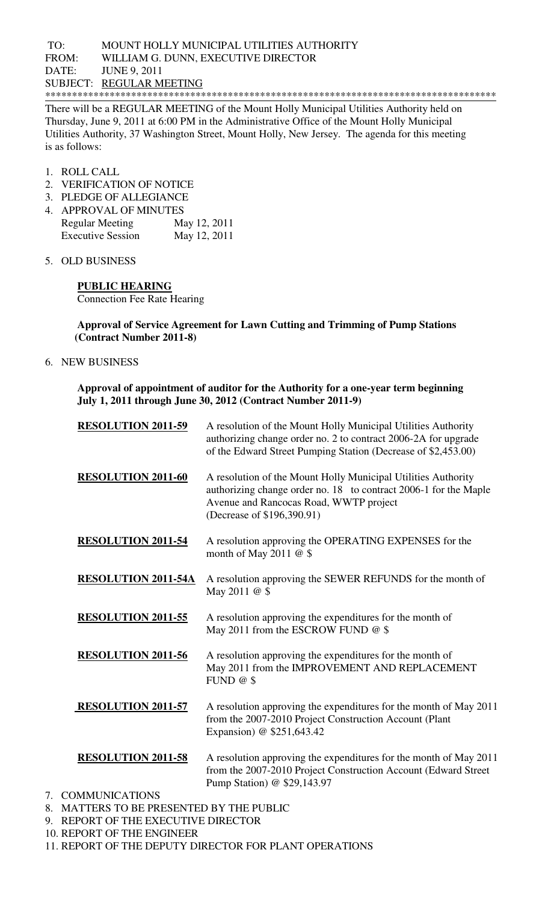TO: MOUNT HOLLY MUNICIPAL UTILITIES AUTHORITY
FROM: WILLIAM G. DUNN, EXECUTIVE DIRECTOR
DATE: JUNE 9, 2011
SUBJECT: REGULAR MEETING

************************************************************************************

There will be a REGULAR MEETING of the Mount Holly Municipal Utilities Authority held on Thursday, June 9, 2011 at 6:00 PM in the Administrative Office of the Mount Holly Municipal Utilities Authority, 37 Washington Street, Mount Holly, New Jersey. The agenda for this meeting is as follows:

1. ROLL CALL
2. VERIFICATION OF NOTICE
3. PLEDGE OF ALLEGIANCE
4. APPROVAL OF MINUTES

| | |
|---|---|
| Regular Meeting | May 12, 2011 |
| Executive Session | May 12, 2011 |

5. OLD BUSINESS

**PUBLIC HEARING**
Connection Fee Rate Hearing

**Approval of Service Agreement for Lawn Cutting and Trimming of Pump Stations (Contract Number 2011-8)**

6. NEW BUSINESS

**Approval of appointment of auditor for the Authority for a one-year term beginning July 1, 2011 through June 30, 2012 (Contract Number 2011-9)**

| | |
|---|---|
| **RESOLUTION 2011-59** | A resolution of the Mount Holly Municipal Utilities Authority authorizing change order no. 2 to contract 2006-2A for upgrade of the Edward Street Pumping Station (Decrease of $2,453.00) |
| **RESOLUTION 2011-60** | A resolution of the Mount Holly Municipal Utilities Authority authorizing change order no. 18 to contract 2006-1 for the Maple Avenue and Rancocas Road, WWTP project (Decrease of $196,390.91) |
| **RESOLUTION 2011-54** | A resolution approving the OPERATING EXPENSES for the month of May 2011 @ $ |
| **RESOLUTION 2011-54A** | A resolution approving the SEWER REFUNDS for the month of May 2011 @ $ |
| **RESOLUTION 2011-55** | A resolution approving the expenditures for the month of May 2011 from the ESCROW FUND @ $ |
| **RESOLUTION 2011-56** | A resolution approving the expenditures for the month of May 2011 from the IMPROVEMENT AND REPLACEMENT FUND @ $ |
| **RESOLUTION 2011-57** | A resolution approving the expenditures for the month of May 2011 from the 2007-2010 Project Construction Account (Plant Expansion) @ $251,643.42 |
| **RESOLUTION 2011-58** | A resolution approving the expenditures for the month of May 2011 from the 2007-2010 Project Construction Account (Edward Street Pump Station) @ $29,143.97 |

7. COMMUNICATIONS
8. MATTERS TO BE PRESENTED BY THE PUBLIC
9. REPORT OF THE EXECUTIVE DIRECTOR
10. REPORT OF THE ENGINEER
11. REPORT OF THE DEPUTY DIRECTOR FOR PLANT OPERATIONS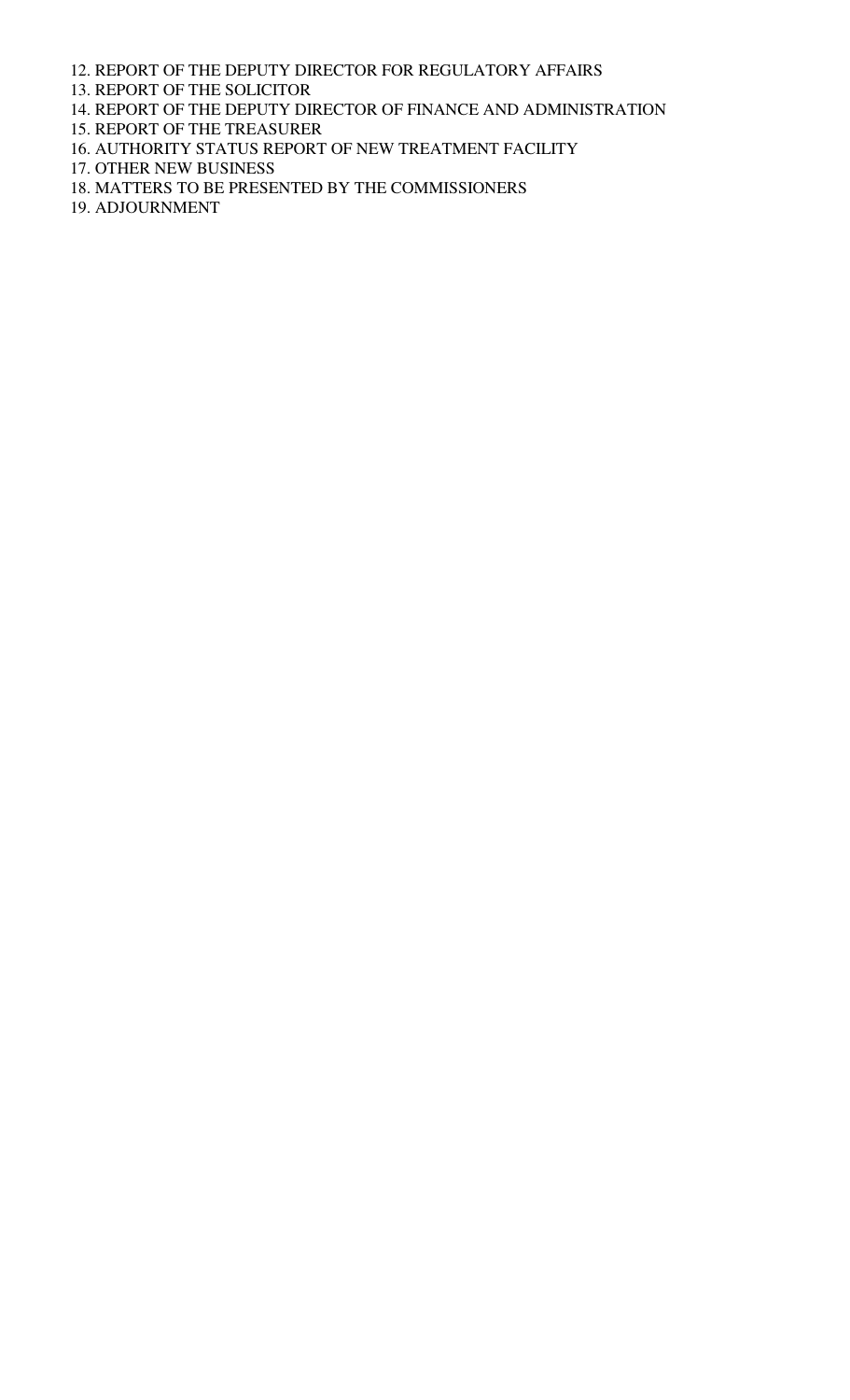12. REPORT OF THE DEPUTY DIRECTOR FOR REGULATORY AFFAIRS
13. REPORT OF THE SOLICITOR
14. REPORT OF THE DEPUTY DIRECTOR OF FINANCE AND ADMINISTRATION
15. REPORT OF THE TREASURER
16. AUTHORITY STATUS REPORT OF NEW TREATMENT FACILITY
17. OTHER NEW BUSINESS
18. MATTERS TO BE PRESENTED BY THE COMMISSIONERS
19. ADJOURNMENT